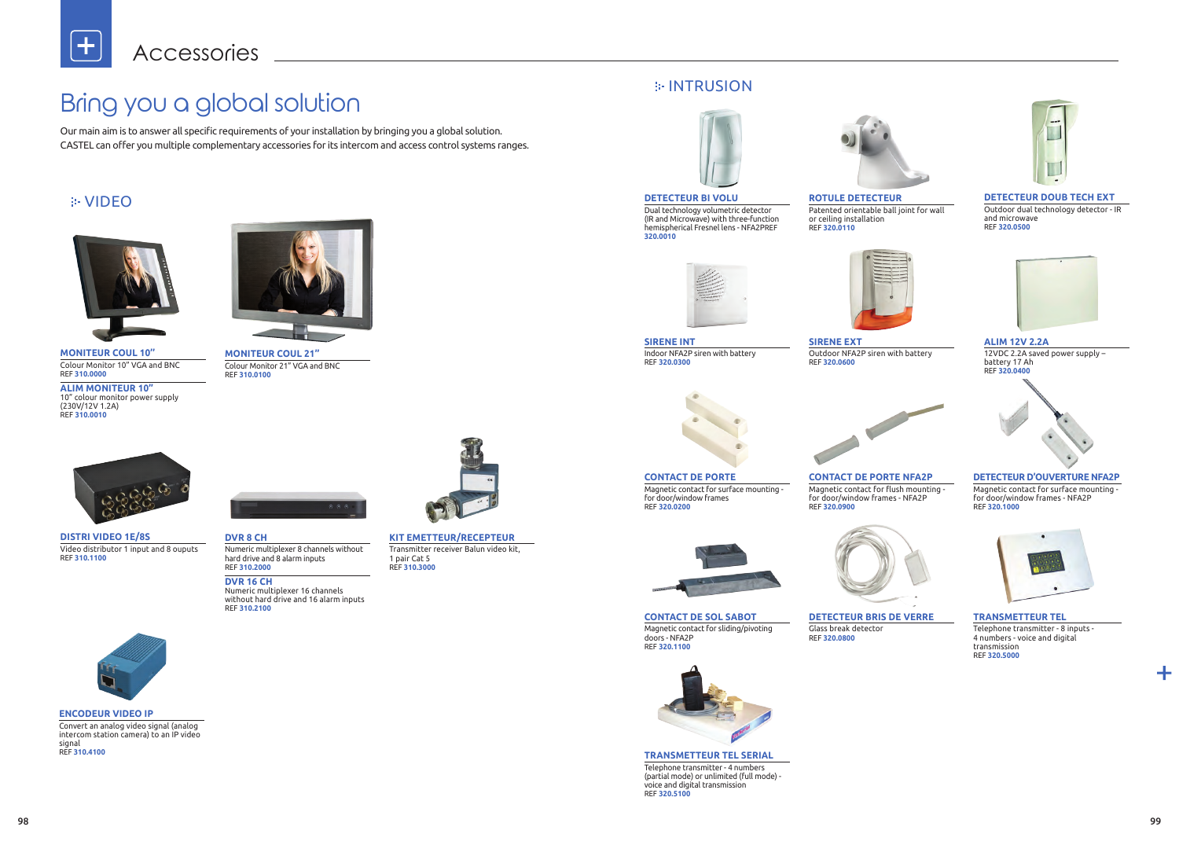# Accessories

## Bring you a global solution

Our main aim is to answer all specific requirements of your installation by bringing you a global solution.
CASTEL can offer you multiple complementary accessories for its intercom and access control systems ranges.

### VIDEO

**MONITEUR COUL 10"**
Colour Monitor 10" VGA and BNC
REF **310.0000**

**ALIM MONITEUR 10"**
10" colour monitor power supply (230V/12V 1.2A)
REF **310.0010**

**MONITEUR COUL 21"**
Colour Monitor 21" VGA and BNC
REF **310.0100**

**DISTRI VIDEO 1E/8S**
Video distributor 1 input and 8 ouputs
REF **310.1100**

**DVR 8 CH**
Numeric multiplexer 8 channels without hard drive and 8 alarm inputs
REF **310.2000**

**DVR 16 CH**
Numeric multiplexer 16 channels without hard drive and 16 alarm inputs
REF **310.2100**

**KIT EMETTEUR/RECEPTEUR**
Transmitter receiver Balun video kit, 1 pair Cat 5
REF **310.3000**

**ENCODEUR VIDEO IP**
Convert an analog video signal (analog intercom station camera) to an IP video signal
REF **310.4100**

### INTRUSION

**DETECTEUR BI VOLU**
Dual technology volumetric detector (IR and Microwave) with three-function hemispherical Fresnel lens - NFA2PREF
**320.0010**

**ROTULE DETECTEUR**
Patented orientable ball joint for wall or ceiling installation
REF **320.0110**

**DETECTEUR DOUB TECH EXT**
Outdoor dual technology detector - IR and microwave
REF **320.0500**

**SIRENE INT**
Indoor NFA2P siren with battery
REF **320.0300**

**SIRENE EXT**
Outdoor NFA2P siren with battery
REF **320.0600**

**ALIM 12V 2.2A**
12VDC 2.2A saved power supply – battery 17 Ah
REF **320.0400**

**CONTACT DE PORTE**
Magnetic contact for surface mounting - for door/window frames
REF **320.0200**

**CONTACT DE PORTE NFA2P**
Magnetic contact for flush mounting - for door/window frames - NFA2P
REF **320.0900**

**DETECTEUR D'OUVERTURE NFA2P**
Magnetic contact for surface mounting - for door/window frames - NFA2P
REF **320.1000**

**CONTACT DE SOL SABOT**
Magnetic contact for sliding/pivoting doors - NFA2P
REF **320.1100**

**DETECTEUR BRIS DE VERRE**
Glass break detector
REF **320.0800**

**TRANSMETTEUR TEL**
Telephone transmitter - 8 inputs - 4 numbers - voice and digital transmission
REF **320.5000**

**TRANSMETTEUR TEL SERIAL**
Telephone transmitter - 4 numbers (partial mode) or unlimited (full mode) - voice and digital transmission
REF **320.5100**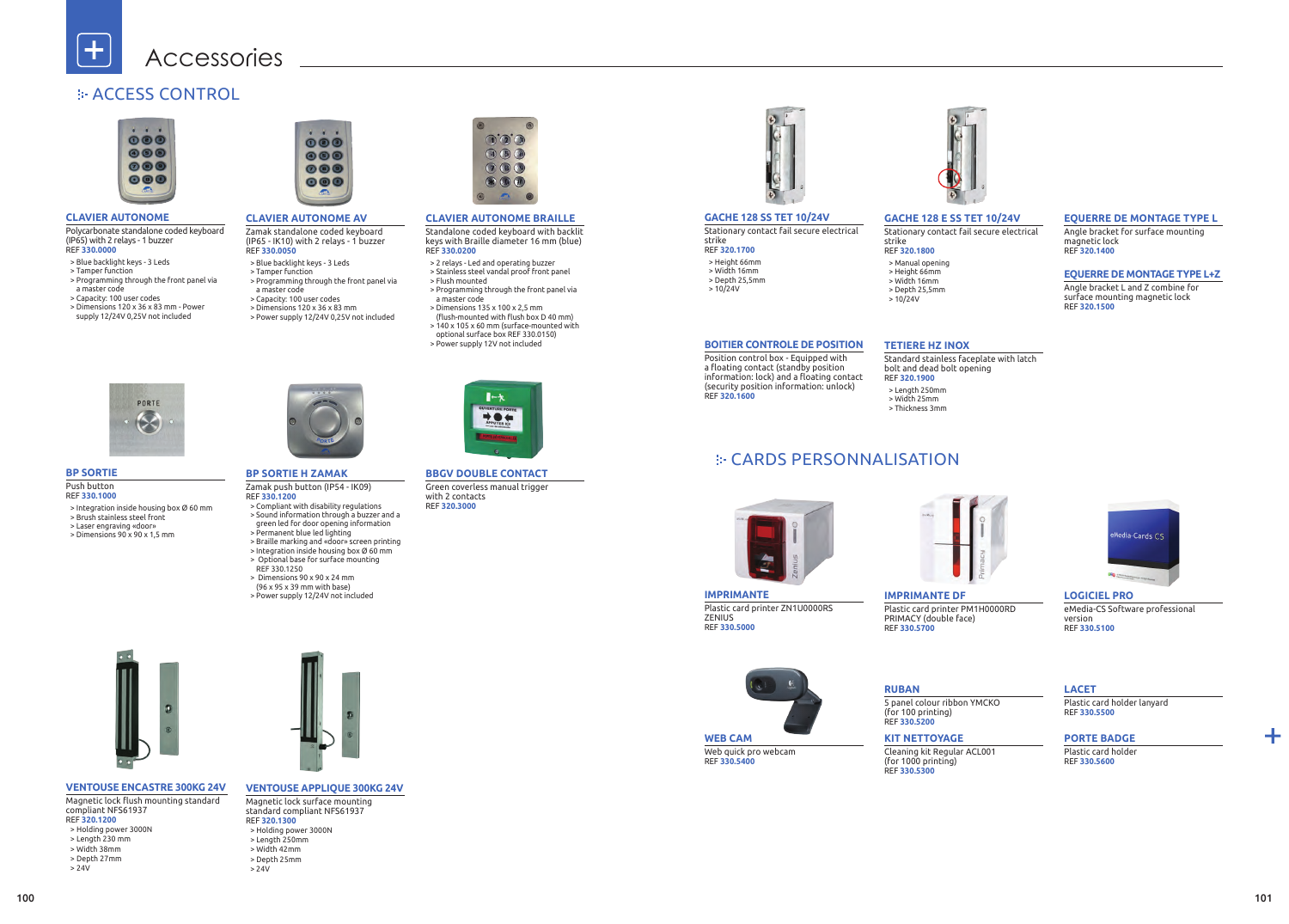# Accessories

## ACCESS CONTROL

### CLAVIER AUTONOME

Polycarbonate standalone coded keyboard (IP65) with 2 relays - 1 buzzer
REF **330.0000**

- Blue backlight keys - 3 Leds
- Tamper function
- Programming through the front panel via a master code
- Capacity: 100 user codes
- Dimensions 120 x 36 x 83 mm - Power supply 12/24V 0,25V not included

### CLAVIER AUTONOME AV

Zamak standalone coded keyboard (IP65 - IK10) with 2 relays - 1 buzzer
REF **330.0050**

- Blue backlight keys - 3 Leds
- Tamper function
- Programming through the front panel via a master code
- Capacity: 100 user codes
- Dimensions 120 x 36 x 83 mm
- Power supply 12/24V 0,25V not included

### CLAVIER AUTONOME BRAILLE

Standalone coded keyboard with backlit keys with Braille diameter 16 mm (blue)
REF **330.0200**

- 2 relays - Led and operating buzzer
- Stainless steel vandal proof front panel
- Flush mounted
- Programming through the front panel via a master code
- Dimensions 135 x 100 x 2,5 mm (flush-mounted with flush box D 40 mm)
- 140 x 105 x 60 mm (surface-mounted with optional surface box REF 330.0150)
- Power supply 12V not included

### BP SORTIE

Push button
REF **330.1000**

- Integration inside housing box Ø 60 mm
- Brush stainless steel front
- Laser engraving «door»
- Dimensions 90 x 90 x 1,5 mm

### BP SORTIE H ZAMAK

Zamak push button (IP54 - IK09)
REF **330.1200**

- Compliant with disability regulations
- Sound information through a buzzer and a green led for door opening information
- Permanent blue led lighting
- Braille marking and «door» screen printing
- Integration inside housing box Ø 60 mm
- Optional base for surface mounting REF 330.1250
- Dimensions 90 x 90 x 24 mm (96 x 95 x 39 mm with base)
- Power supply 12/24V not included

### BBGV DOUBLE CONTACT

Green coverless manual trigger with 2 contacts
REF **320.3000**

### VENTOUSE ENCASTRE 300KG 24V

Magnetic lock flush mounting standard compliant NFS61937
REF **320.1200**

- Holding power 3000N
- Length 230 mm
- Width 38mm
- Depth 27mm
- 24V

### VENTOUSE APPLIQUE 300KG 24V

Magnetic lock surface mounting standard compliant NFS61937
REF **320.1300**

- Holding power 3000N
- Length 250mm
- Width 42mm
- Depth 25mm
- 24V

### GACHE 128 SS TET 10/24V

Stationary contact fail secure electrical strike
REF **320.1700**

- Height 66mm
- Width 16mm
- Depth 25,5mm
- 10/24V

### GACHE 128 E SS TET 10/24V

Stationary contact fail secure electrical strike
REF **320.1800**

- Manual opening
- Height 66mm
- Width 16mm
- Depth 25,5mm
- 10/24V

### EQUERRE DE MONTAGE TYPE L

Angle bracket for surface mounting magnetic lock
REF **320.1400**

### EQUERRE DE MONTAGE TYPE L+Z

Angle bracket L and Z combine for surface mounting magnetic lock
REF **320.1500**

### BOITIER CONTROLE DE POSITION

Position control box - Equipped with a floating contact (standby position information: lock) and a floating contact (security position information: unlock)
REF **320.1600**

### TETIERE HZ INOX

Standard stainless faceplate with latch bolt and dead bolt opening
REF **320.1900**

- Length 250mm
- Width 25mm
- Thickness 3mm

## CARDS PERSONNALISATION

### IMPRIMANTE

Plastic card printer ZN1U0000RS ZENIUS
REF **330.5000**

### IMPRIMANTE DF

Plastic card printer PM1H0000RD PRIMACY (double face)
REF **330.5700**

### LOGICIEL PRO

eMedia-CS Software professional version
REF **330.5100**

### WEB CAM

Web quick pro webcam
REF **330.5400**

### RUBAN

5 panel colour ribbon YMCKO (for 100 printing)
REF **330.5200**

### KIT NETTOYAGE

Cleaning kit Regular ACL001 (for 1000 printing)
REF **330.5300**

### LACET

Plastic card holder lanyard
REF **330.5500**

### PORTE BADGE

Plastic card holder
REF **330.5600**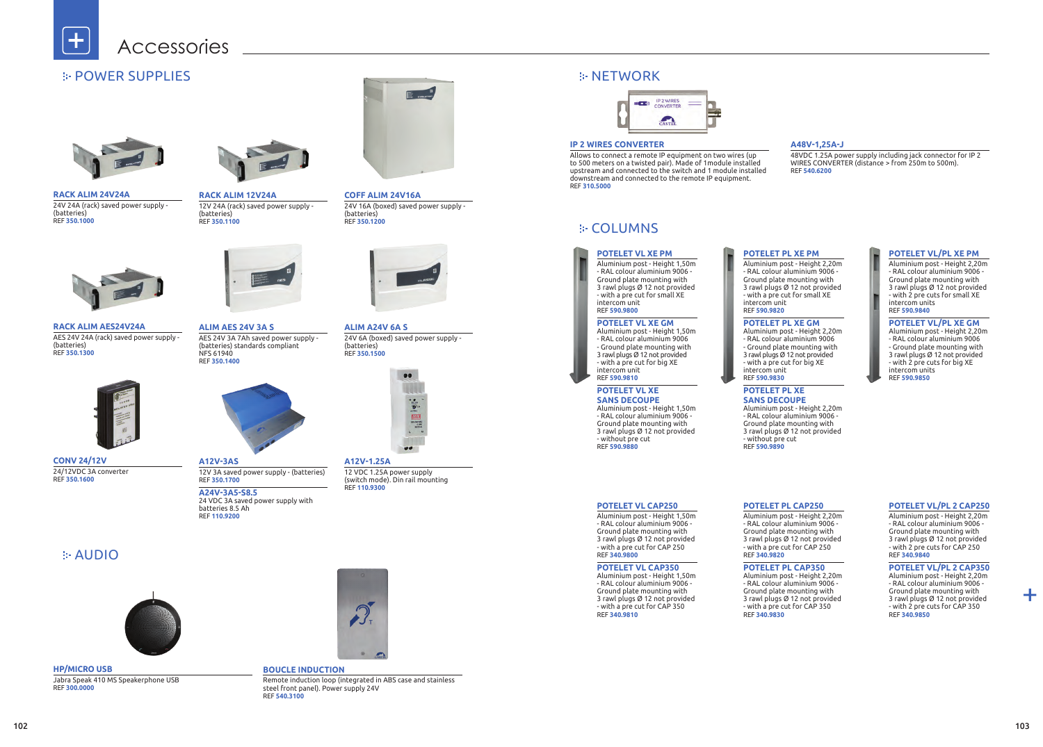# Accessories

## POWER SUPPLIES

### RACK ALIM 24V24A
24V 24A (rack) saved power supply - (batteries)
REF **350.1000**

### RACK ALIM 12V24A
12V 24A (rack) saved power supply - (batteries)
REF **350.1100**

### COFF ALIM 24V16A
24V 16A (boxed) saved power supply - (batteries)
REF **350.1200**

### RACK ALIM AES24V24A
AES 24V 24A (rack) saved power supply - (batteries)
REF **350.1300**

### ALIM AES 24V 3A S
AES 24V 3A 7Ah saved power supply - (batteries) standards compliant NFS 61940
REF **350.1400**

### ALIM A24V 6A S
24V 6A (boxed) saved power supply - (batteries)
REF **350.1500**

### CONV 24/12V
24/12VDC 3A converter
REF **350.1600**

### A12V-3AS
12V 3A saved power supply - (batteries)
REF **350.1700**

### A24V-3A5-S8.5
24 VDC 3A saved power supply with batteries 8.5 Ah
REF **110.9200**

### A12V-1.25A
12 VDC 1.25A power supply (switch mode). Din rail mounting
REF **110.9300**

## AUDIO

### HP/MICRO USB
Jabra Speak 410 MS Speakerphone USB
REF **300.0000**

### BOUCLE INDUCTION
Remote induction loop (integrated in ABS case and stainless steel front panel). Power supply 24V
REF **540.3100**

## NETWORK

### IP 2 WIRES CONVERTER
Allows to connect a remote IP equipment on two wires (up to 500 meters on a twisted pair). Made of 1module installed upstream and connected to the switch and 1 module installed downstream and connected to the remote IP equipment.
REF **310.5000**

### A48V-1,25A-J
48VDC 1.25A power supply including jack connector for IP 2 WIRES CONVERTER (distance > from 250m to 500m).
REF **540.6200**

## COLUMNS

### POTELET VL XE PM
Aluminium post - Height 1,50m - RAL colour aluminium 9006 - Ground plate mounting with 3 rawl plugs Ø 12 not provided - with a pre cut for small XE intercom unit
REF **590.9800**

### POTELET VL XE GM
Aluminium post - Height 1,50m - RAL colour aluminium 9006 - Ground plate mounting with 3 rawl plugs Ø 12 not provided - with a pre cut for big XE intercom unit
REF **590.9810**

### POTELET VL XE SANS DECOUPE
Aluminium post - Height 1,50m - RAL colour aluminium 9006 - Ground plate mounting with 3 rawl plugs Ø 12 not provided - without pre cut
REF **590.9880**

### POTELET PL XE PM
Aluminium post - Height 2,20m - RAL colour aluminium 9006 - Ground plate mounting with 3 rawl plugs Ø 12 not provided - with a pre cut for small XE intercom unit
REF **590.9820**

### POTELET PL XE GM
Aluminium post - Height 2,20m - RAL colour aluminium 9006 - Ground plate mounting with 3 rawl plugs Ø 12 not provided - with a pre cut for big XE intercom unit
REF **590.9830**

### POTELET PL XE SANS DECOUPE
Aluminium post - Height 2,20m - RAL colour aluminium 9006 - Ground plate mounting with 3 rawl plugs Ø 12 not provided - without pre cut
REF **590.9890**

### POTELET VL/PL XE PM
Aluminium post - Height 2,20m - RAL colour aluminium 9006 - Ground plate mounting with 3 rawl plugs Ø 12 not provided - with 2 pre cuts for small XE intercom units
REF **590.9840**

### POTELET VL/PL XE GM
Aluminium post - Height 2,20m - RAL colour aluminium 9006 - Ground plate mounting with 3 rawl plugs Ø 12 not provided - with 2 pre cuts for big XE intercom units
REF **590.9850**

### POTELET VL CAP250
Aluminium post - Height 1,50m - RAL colour aluminium 9006 - Ground plate mounting with 3 rawl plugs Ø 12 not provided - with a pre cut for CAP 250
REF **340.9800**

### POTELET VL CAP350
Aluminium post - Height 1,50m - RAL colour aluminium 9006 - Ground plate mounting with 3 rawl plugs Ø 12 not provided - with a pre cut for CAP 350
REF **340.9810**

### POTELET PL CAP250
Aluminium post - Height 2,20m - RAL colour aluminium 9006 - Ground plate mounting with 3 rawl plugs Ø 12 not provided - with a pre cut for CAP 250
REF **340.9820**

### POTELET PL CAP350
Aluminium post - Height 2,20m - RAL colour aluminium 9006 - Ground plate mounting with 3 rawl plugs Ø 12 not provided - with a pre cut for CAP 350
REF **340.9830**

### POTELET VL/PL 2 CAP250
Aluminium post - Height 2,20m - RAL colour aluminium 9006 - Ground plate mounting with 3 rawl plugs Ø 12 not provided - with 2 pre cuts for CAP 250
REF **340.9840**

### POTELET VL/PL 2 CAP350
Aluminium post - Height 2,20m - RAL colour aluminium 9006 - Ground plate mounting with 3 rawl plugs Ø 12 not provided - with 2 pre cuts for CAP 350
REF **340.9850**